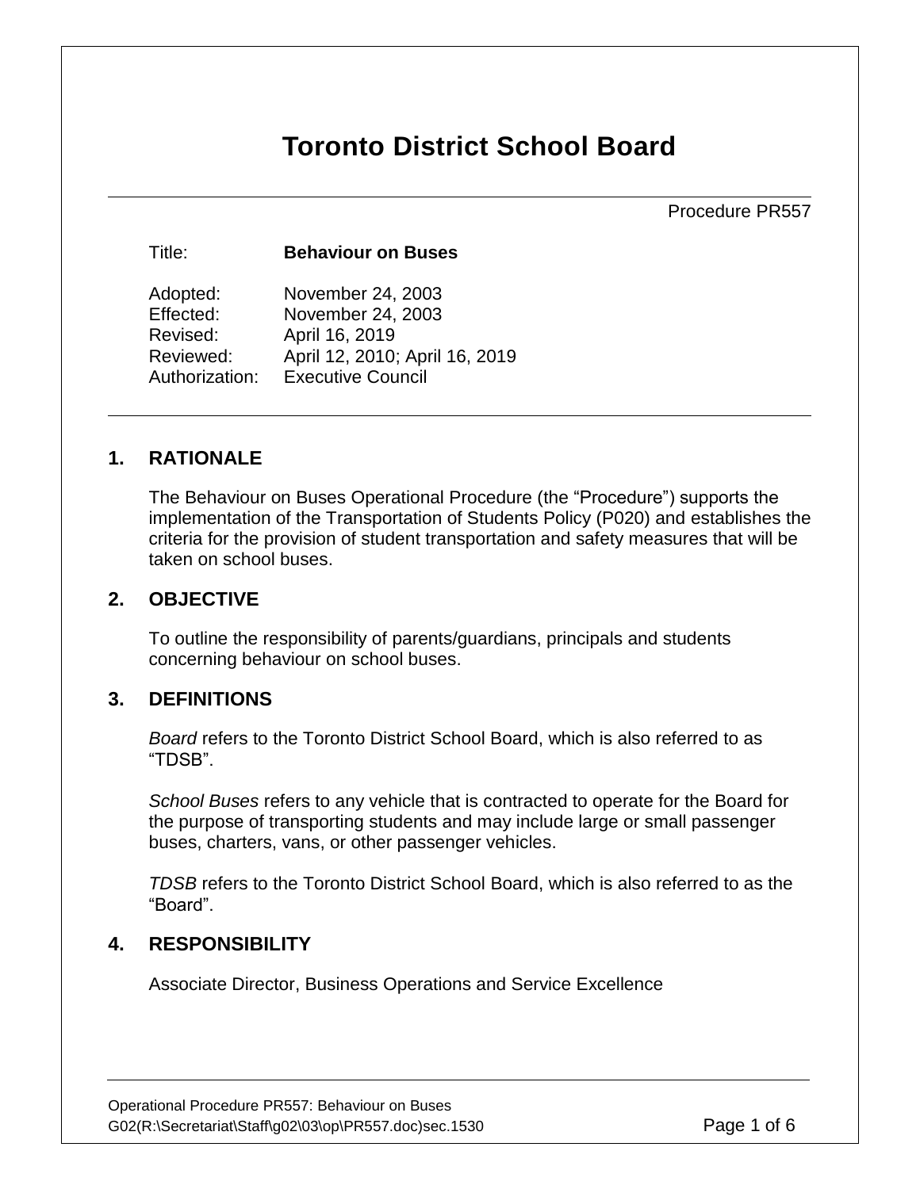# Toronto District School Board

Procedure PR557

| | |
|---|---|
| Title: | **Behaviour on Buses** |
| Adopted: | November 24, 2003 |
| Effected: | November 24, 2003 |
| Revised: | April 16, 2019 |
| Reviewed: | April 12, 2010; April 16, 2019 |
| Authorization: | Executive Council |

## 1. RATIONALE

The Behaviour on Buses Operational Procedure (the "Procedure") supports the implementation of the Transportation of Students Policy (P020) and establishes the criteria for the provision of student transportation and safety measures that will be taken on school buses.

## 2. OBJECTIVE

To outline the responsibility of parents/guardians, principals and students concerning behaviour on school buses.

## 3. DEFINITIONS

*Board* refers to the Toronto District School Board, which is also referred to as "TDSB".

*School Buses* refers to any vehicle that is contracted to operate for the Board for the purpose of transporting students and may include large or small passenger buses, charters, vans, or other passenger vehicles.

*TDSB* refers to the Toronto District School Board, which is also referred to as the "Board".

## 4. RESPONSIBILITY

Associate Director, Business Operations and Service Excellence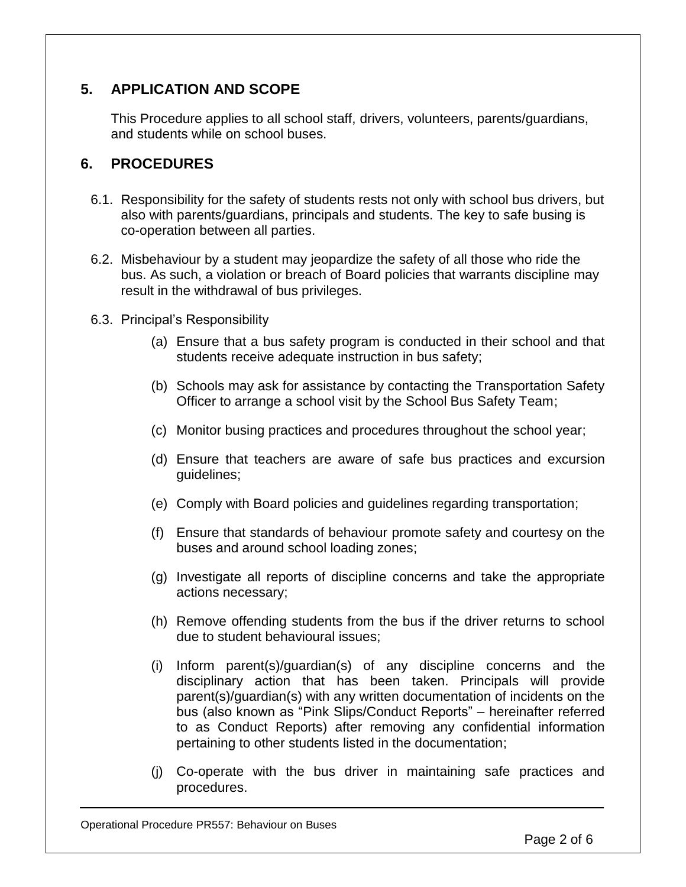## 5. APPLICATION AND SCOPE

This Procedure applies to all school staff, drivers, volunteers, parents/guardians, and students while on school buses.

## 6. PROCEDURES

6.1. Responsibility for the safety of students rests not only with school bus drivers, but also with parents/guardians, principals and students. The key to safe busing is co-operation between all parties.

6.2. Misbehaviour by a student may jeopardize the safety of all those who ride the bus. As such, a violation or breach of Board policies that warrants discipline may result in the withdrawal of bus privileges.

6.3. Principal's Responsibility

(a) Ensure that a bus safety program is conducted in their school and that students receive adequate instruction in bus safety;

(b) Schools may ask for assistance by contacting the Transportation Safety Officer to arrange a school visit by the School Bus Safety Team;

(c) Monitor busing practices and procedures throughout the school year;

(d) Ensure that teachers are aware of safe bus practices and excursion guidelines;

(e) Comply with Board policies and guidelines regarding transportation;

(f) Ensure that standards of behaviour promote safety and courtesy on the buses and around school loading zones;

(g) Investigate all reports of discipline concerns and take the appropriate actions necessary;

(h) Remove offending students from the bus if the driver returns to school due to student behavioural issues;

(i) Inform parent(s)/guardian(s) of any discipline concerns and the disciplinary action that has been taken. Principals will provide parent(s)/guardian(s) with any written documentation of incidents on the bus (also known as "Pink Slips/Conduct Reports" – hereinafter referred to as Conduct Reports) after removing any confidential information pertaining to other students listed in the documentation;

(j) Co-operate with the bus driver in maintaining safe practices and procedures.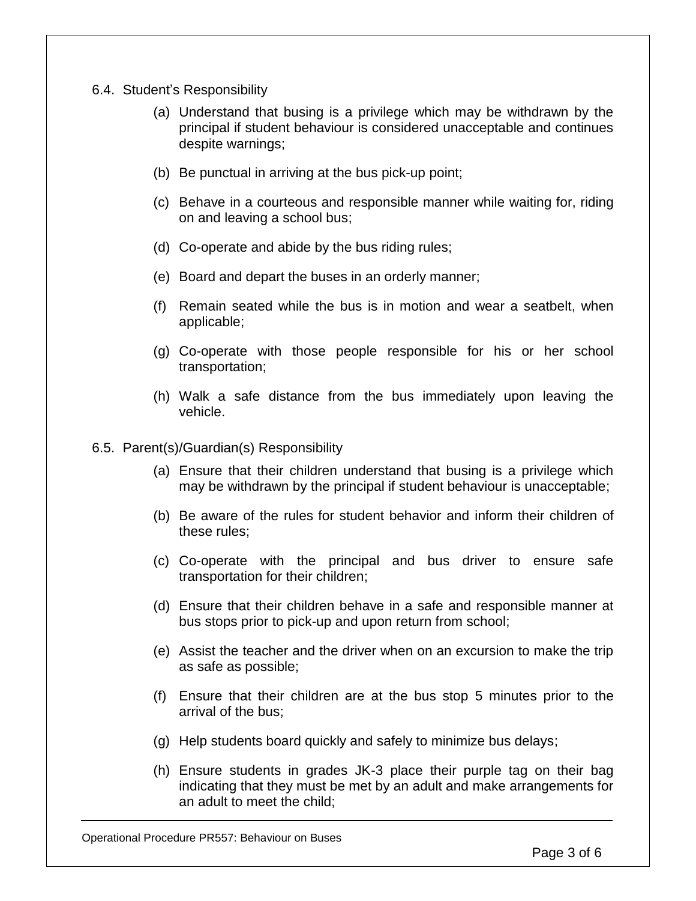6.4. Student's Responsibility

(a) Understand that busing is a privilege which may be withdrawn by the principal if student behaviour is considered unacceptable and continues despite warnings;

(b) Be punctual in arriving at the bus pick-up point;

(c) Behave in a courteous and responsible manner while waiting for, riding on and leaving a school bus;

(d) Co-operate and abide by the bus riding rules;

(e) Board and depart the buses in an orderly manner;

(f) Remain seated while the bus is in motion and wear a seatbelt, when applicable;

(g) Co-operate with those people responsible for his or her school transportation;

(h) Walk a safe distance from the bus immediately upon leaving the vehicle.

6.5. Parent(s)/Guardian(s) Responsibility

(a) Ensure that their children understand that busing is a privilege which may be withdrawn by the principal if student behaviour is unacceptable;

(b) Be aware of the rules for student behavior and inform their children of these rules;

(c) Co-operate with the principal and bus driver to ensure safe transportation for their children;

(d) Ensure that their children behave in a safe and responsible manner at bus stops prior to pick-up and upon return from school;

(e) Assist the teacher and the driver when on an excursion to make the trip as safe as possible;

(f) Ensure that their children are at the bus stop 5 minutes prior to the arrival of the bus;

(g) Help students board quickly and safely to minimize bus delays;

(h) Ensure students in grades JK-3 place their purple tag on their bag indicating that they must be met by an adult and make arrangements for an adult to meet the child;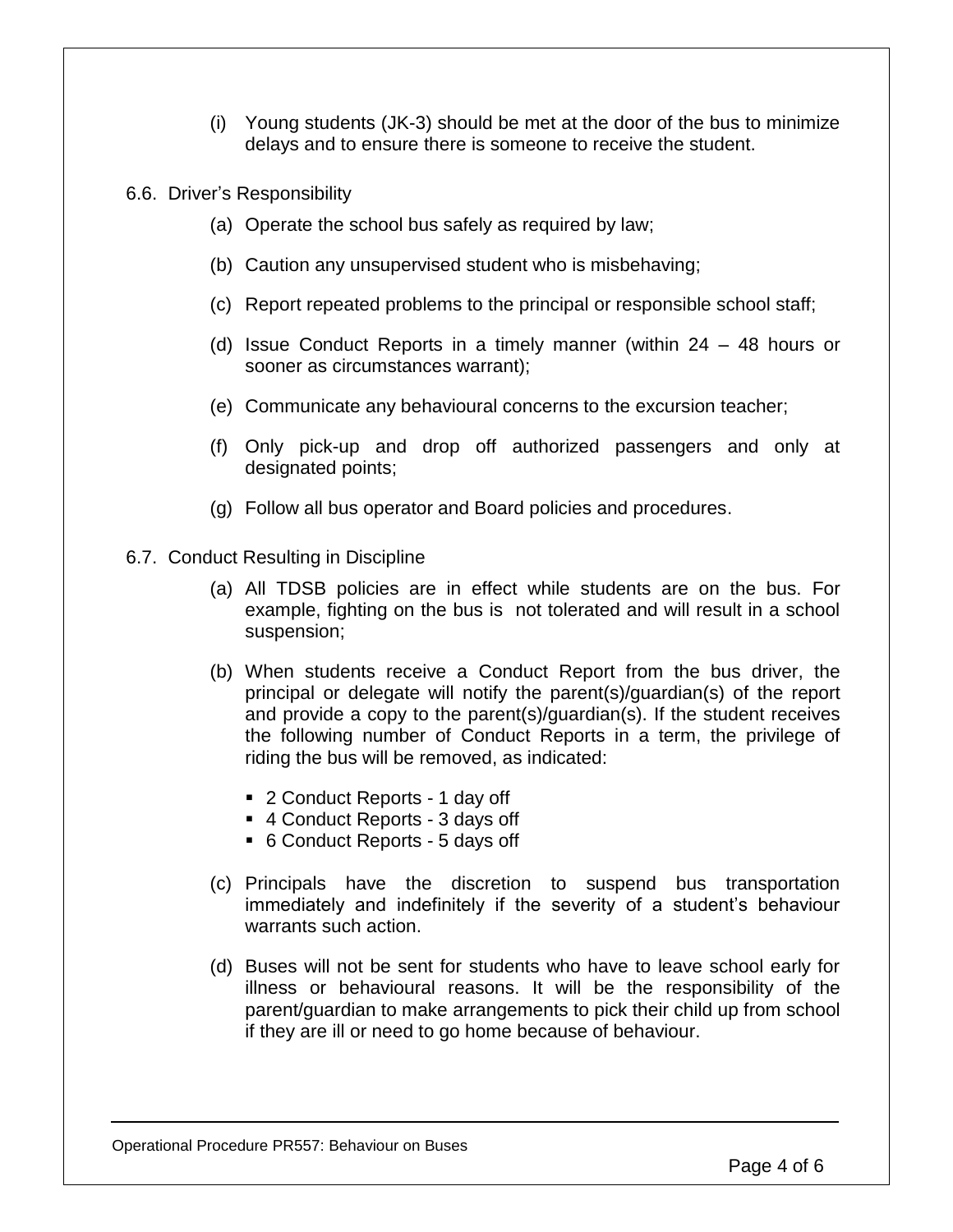(i) Young students (JK-3) should be met at the door of the bus to minimize delays and to ensure there is someone to receive the student.

6.6. Driver's Responsibility

(a) Operate the school bus safely as required by law;

(b) Caution any unsupervised student who is misbehaving;

(c) Report repeated problems to the principal or responsible school staff;

(d) Issue Conduct Reports in a timely manner (within 24 – 48 hours or sooner as circumstances warrant);

(e) Communicate any behavioural concerns to the excursion teacher;

(f) Only pick-up and drop off authorized passengers and only at designated points;

(g) Follow all bus operator and Board policies and procedures.

6.7. Conduct Resulting in Discipline

(a) All TDSB policies are in effect while students are on the bus. For example, fighting on the bus is not tolerated and will result in a school suspension;

(b) When students receive a Conduct Report from the bus driver, the principal or delegate will notify the parent(s)/guardian(s) of the report and provide a copy to the parent(s)/guardian(s). If the student receives the following number of Conduct Reports in a term, the privilege of riding the bus will be removed, as indicated:

- 2 Conduct Reports - 1 day off
- 4 Conduct Reports - 3 days off
- 6 Conduct Reports - 5 days off

(c) Principals have the discretion to suspend bus transportation immediately and indefinitely if the severity of a student's behaviour warrants such action.

(d) Buses will not be sent for students who have to leave school early for illness or behavioural reasons. It will be the responsibility of the parent/guardian to make arrangements to pick their child up from school if they are ill or need to go home because of behaviour.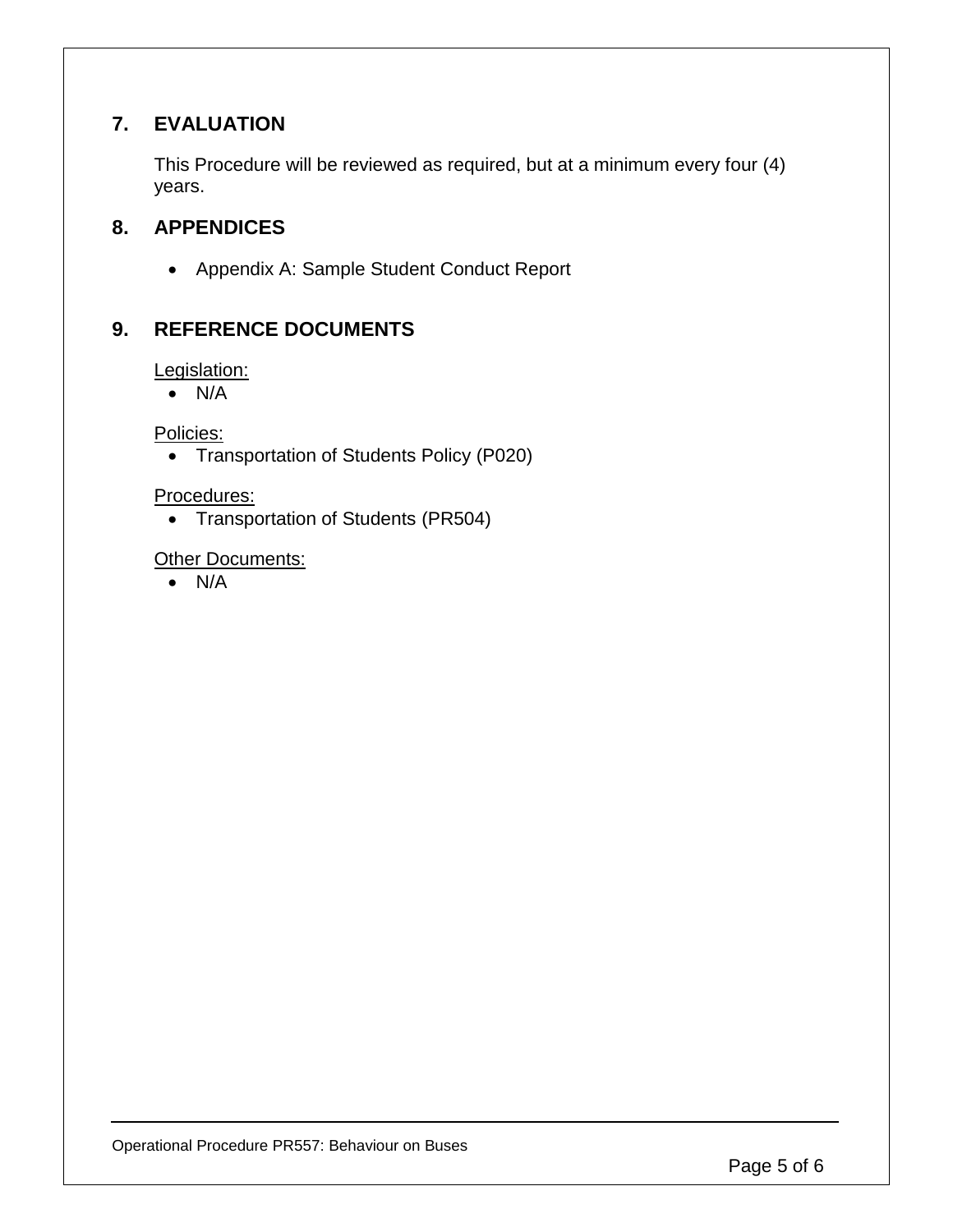## 7. EVALUATION

This Procedure will be reviewed as required, but at a minimum every four (4) years.

## 8. APPENDICES

- Appendix A: Sample Student Conduct Report

## 9. REFERENCE DOCUMENTS

Legislation:

- N/A

Policies:

- Transportation of Students Policy (P020)

Procedures:

- Transportation of Students (PR504)

Other Documents:

- N/A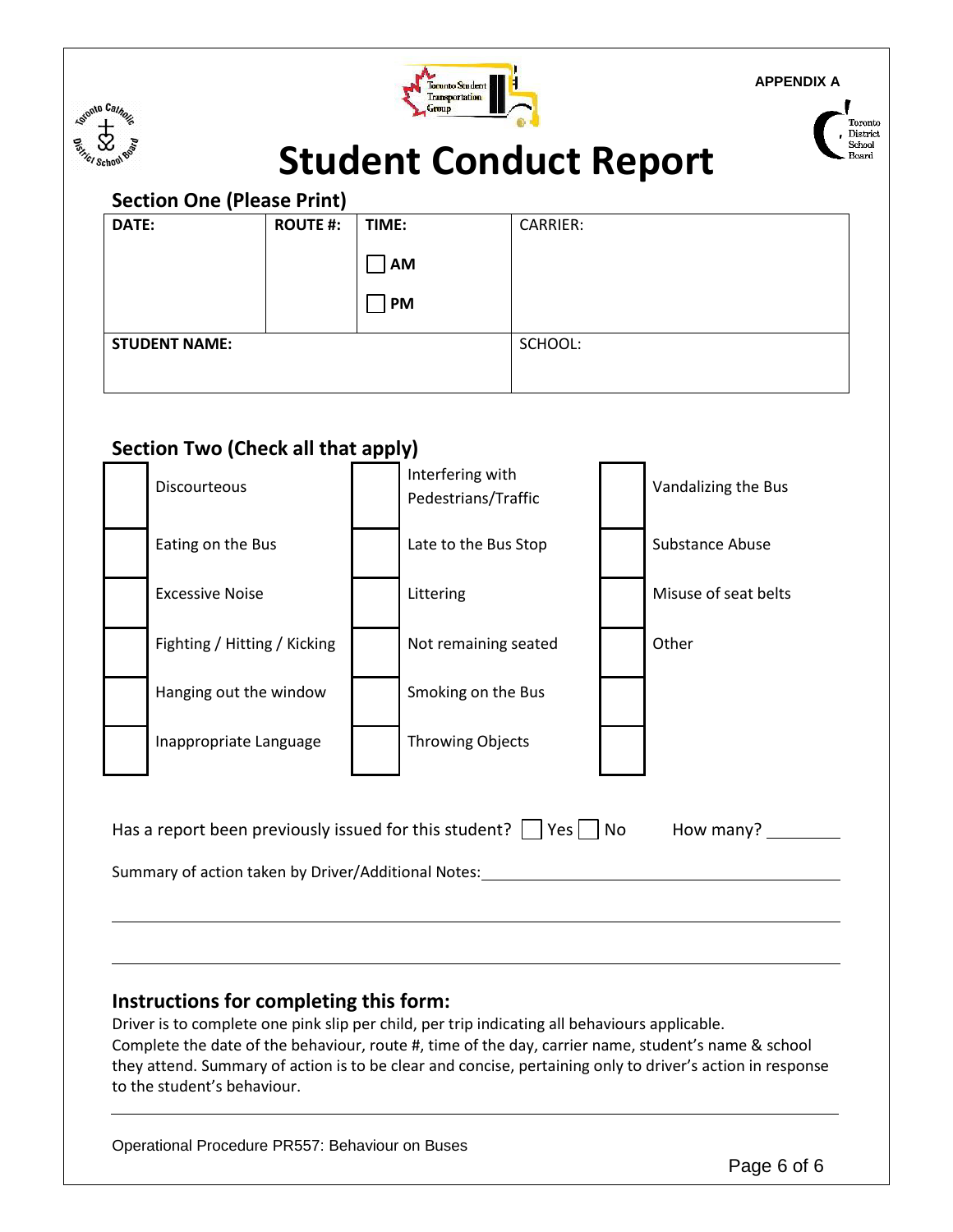APPENDIX A

# Student Conduct Report

## Section One (Please Print)

| DATE: | ROUTE #: | TIME: | CARRIER: |
|---|---|---|---|
| | | ☐ AM ☐ PM | |
| STUDENT NAME: | | | SCHOOL: |

## Section Two (Check all that apply)

| | | | | | |
|---|---|---|---|---|---|
| ☐ | Discourteous | ☐ | Interfering with Pedestrians/Traffic | ☐ | Vandalizing the Bus |
| ☐ | Eating on the Bus | ☐ | Late to the Bus Stop | ☐ | Substance Abuse |
| ☐ | Excessive Noise | ☐ | Littering | ☐ | Misuse of seat belts |
| ☐ | Fighting / Hitting / Kicking | ☐ | Not remaining seated | ☐ | Other |
| ☐ | Hanging out the window | ☐ | Smoking on the Bus | ☐ | |
| ☐ | Inappropriate Language | ☐ | Throwing Objects | ☐ | |

Has a report been previously issued for this student? ☐ Yes ☐ No How many? ________

Summary of action taken by Driver/Additional Notes: ____________________________________________

________________________________________________________________________________

________________________________________________________________________________

### Instructions for completing this form:

Driver is to complete one pink slip per child, per trip indicating all behaviours applicable. Complete the date of the behaviour, route #, time of the day, carrier name, student's name & school they attend. Summary of action is to be clear and concise, pertaining only to driver's action in response to the student's behaviour.

Operational Procedure PR557: Behaviour on Buses